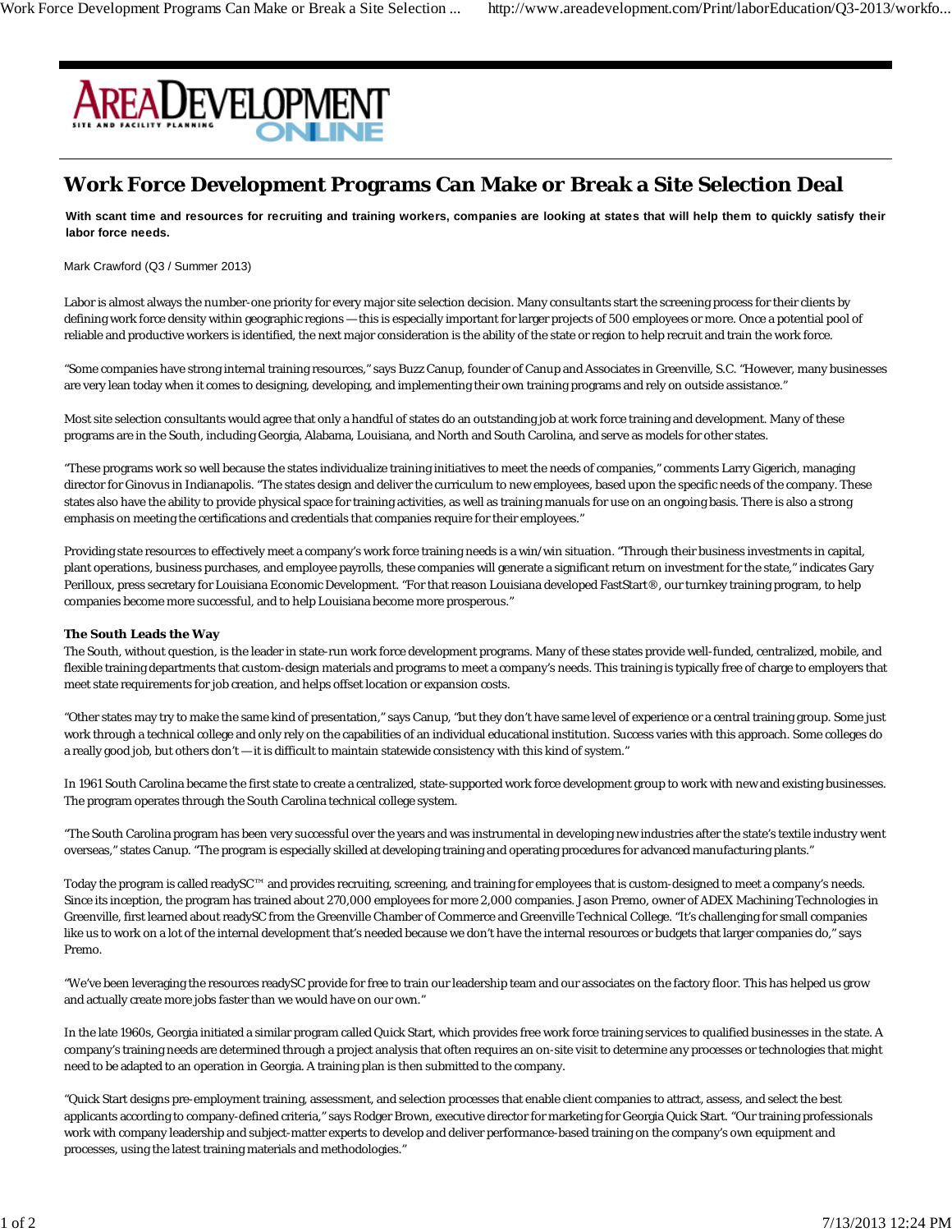# Work Force Development Programs Can Make or Break a Site Selection Deal

**With scant time and resources for recruiting and training workers, companies are looking at states that will help them to quickly satisfy their labor force needs.**

Mark Crawford (Q3 / Summer 2013)

Labor is almost always the number-one priority for every major site selection decision. Many consultants start the screening process for their clients by defining work force density within geographic regions — this is especially important for larger projects of 500 employees or more. Once a potential pool of reliable and productive workers is identified, the next major consideration is the ability of the state or region to help recruit and train the work force.

"Some companies have strong internal training resources," says Buzz Canup, founder of Canup and Associates in Greenville, S.C. "However, many businesses are very lean today when it comes to designing, developing, and implementing their own training programs and rely on outside assistance."

Most site selection consultants would agree that only a handful of states do an outstanding job at work force training and development. Many of these programs are in the South, including Georgia, Alabama, Louisiana, and North and South Carolina, and serve as models for other states.

"These programs work so well because the states individualize training initiatives to meet the needs of companies," comments Larry Gigerich, managing director for Ginovus in Indianapolis. "The states design and deliver the curriculum to new employees, based upon the specific needs of the company. These states also have the ability to provide physical space for training activities, as well as training manuals for use on an ongoing basis. There is also a strong emphasis on meeting the certifications and credentials that companies require for their employees."

Providing state resources to effectively meet a company's work force training needs is a win/win situation. "Through their business investments in capital, plant operations, business purchases, and employee payrolls, these companies will generate a significant return on investment for the state," indicates Gary Perilloux, press secretary for Louisiana Economic Development. "For that reason Louisiana developed FastStart®, our turnkey training program, to help companies become more successful, and to help Louisiana become more prosperous."

**The South Leads the Way**

The South, without question, is the leader in state-run work force development programs. Many of these states provide well-funded, centralized, mobile, and flexible training departments that custom-design materials and programs to meet a company's needs. This training is typically free of charge to employers that meet state requirements for job creation, and helps offset location or expansion costs.

"Other states may try to make the same kind of presentation," says Canup, "but they don't have same level of experience or a central training group. Some just work through a technical college and only rely on the capabilities of an individual educational institution. Success varies with this approach. Some colleges do a really good job, but others don't — it is difficult to maintain statewide consistency with this kind of system."

In 1961 South Carolina became the first state to create a centralized, state-supported work force development group to work with new and existing businesses. The program operates through the South Carolina technical college system.

"The South Carolina program has been very successful over the years and was instrumental in developing new industries after the state's textile industry went overseas," states Canup. "The program is especially skilled at developing training and operating procedures for advanced manufacturing plants."

Today the program is called readySC™ and provides recruiting, screening, and training for employees that is custom-designed to meet a company's needs. Since its inception, the program has trained about 270,000 employees for more 2,000 companies. Jason Premo, owner of ADEX Machining Technologies in Greenville, first learned about readySC from the Greenville Chamber of Commerce and Greenville Technical College. "It's challenging for small companies like us to work on a lot of the internal development that's needed because we don't have the internal resources or budgets that larger companies do," says Premo.

"We've been leveraging the resources readySC provide for free to train our leadership team and our associates on the factory floor. This has helped us grow and actually create more jobs faster than we would have on our own."

In the late 1960s, Georgia initiated a similar program called Quick Start, which provides free work force training services to qualified businesses in the state. A company's training needs are determined through a project analysis that often requires an on-site visit to determine any processes or technologies that might need to be adapted to an operation in Georgia. A training plan is then submitted to the company.

"Quick Start designs pre-employment training, assessment, and selection processes that enable client companies to attract, assess, and select the best applicants according to company-defined criteria," says Rodger Brown, executive director for marketing for Georgia Quick Start. "Our training professionals work with company leadership and subject-matter experts to develop and deliver performance-based training on the company's own equipment and processes, using the latest training materials and methodologies."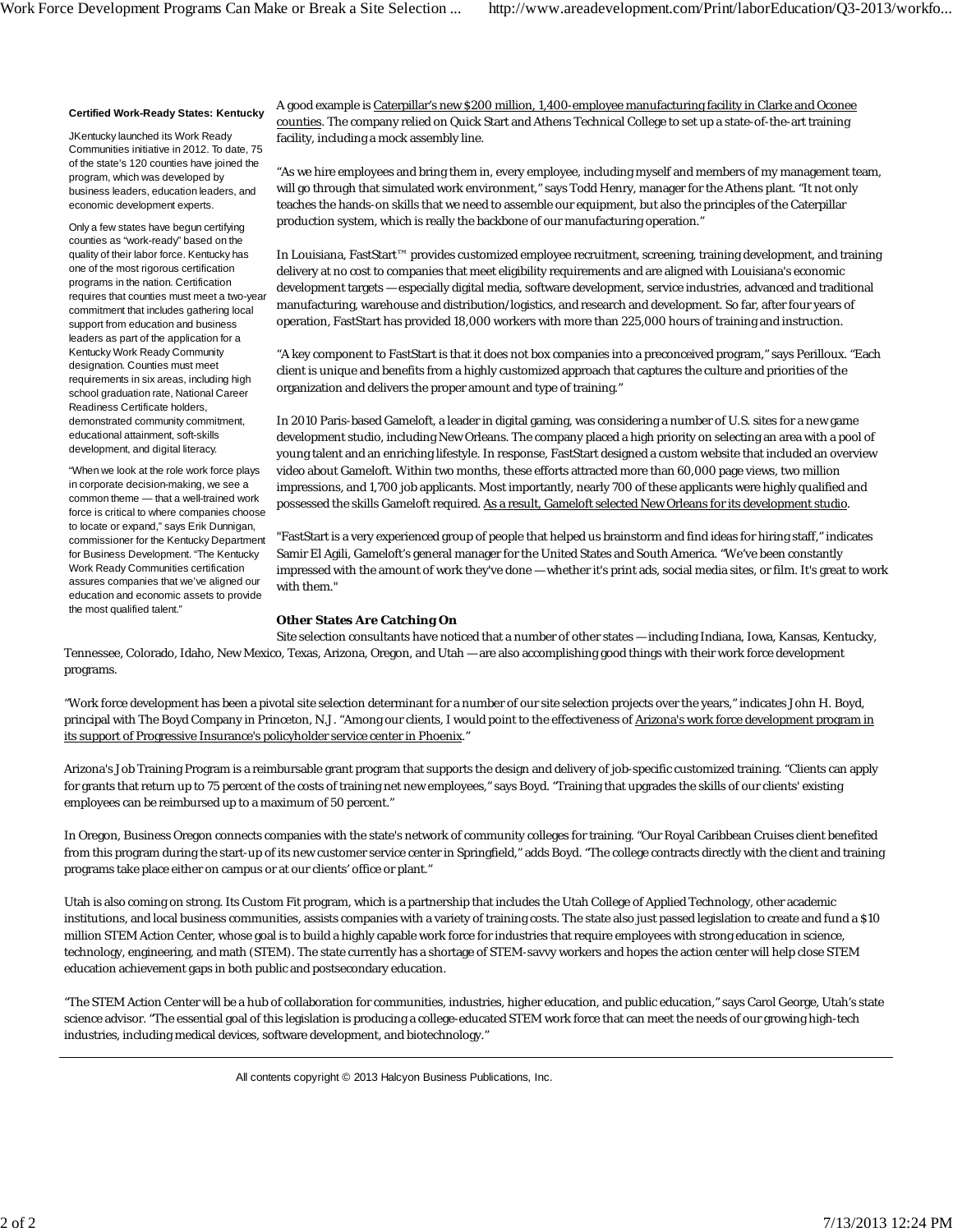### Certified Work-Ready States: Kentucky

JKentucky launched its Work Ready Communities initiative in 2012. To date, 75 of the state's 120 counties have joined the program, which was developed by business leaders, education leaders, and economic development experts.

Only a few states have begun certifying counties as "work-ready" based on the quality of their labor force. Kentucky has one of the most rigorous certification programs in the nation. Certification requires that counties must meet a two-year commitment that includes gathering local support from education and business leaders as part of the application for a Kentucky Work Ready Community designation. Counties must meet requirements in six areas, including high school graduation rate, National Career Readiness Certificate holders, demonstrated community commitment, educational attainment, soft-skills development, and digital literacy.

"When we look at the role work force plays in corporate decision-making, we see a common theme — that a well-trained work force is critical to where companies choose to locate or expand," says Erik Dunnigan, commissioner for the Kentucky Department for Business Development. "The Kentucky Work Ready Communities certification assures companies that we've aligned our education and economic assets to provide the most qualified talent."

A good example is Caterpillar's new $200 million, 1,400-employee manufacturing facility in Clarke and Oconee counties. The company relied on Quick Start and Athens Technical College to set up a state-of-the-art training facility, including a mock assembly line.

"As we hire employees and bring them in, every employee, including myself and members of my management team, will go through that simulated work environment," says Todd Henry, manager for the Athens plant. "It not only teaches the hands-on skills that we need to assemble our equipment, but also the principles of the Caterpillar production system, which is really the backbone of our manufacturing operation."

In Louisiana, FastStart™ provides customized employee recruitment, screening, training development, and training delivery at no cost to companies that meet eligibility requirements and are aligned with Louisiana's economic development targets — especially digital media, software development, service industries, advanced and traditional manufacturing, warehouse and distribution/logistics, and research and development. So far, after four years of operation, FastStart has provided 18,000 workers with more than 225,000 hours of training and instruction.

"A key component to FastStart is that it does not box companies into a preconceived program," says Perilloux. "Each client is unique and benefits from a highly customized approach that captures the culture and priorities of the organization and delivers the proper amount and type of training."

In 2010 Paris-based Gameloft, a leader in digital gaming, was considering a number of U.S. sites for a new game development studio, including New Orleans. The company placed a high priority on selecting an area with a pool of young talent and an enriching lifestyle. In response, FastStart designed a custom website that included an overview video about Gameloft. Within two months, these efforts attracted more than 60,000 page views, two million impressions, and 1,700 job applicants. Most importantly, nearly 700 of these applicants were highly qualified and possessed the skills Gameloft required. As a result, Gameloft selected New Orleans for its development studio.

"FastStart is a very experienced group of people that helped us brainstorm and find ideas for hiring staff," indicates Samir El Agili, Gameloft's general manager for the United States and South America. "We've been constantly impressed with the amount of work they've done — whether it's print ads, social media sites, or film. It's great to work with them."

### Other States Are Catching On

Site selection consultants have noticed that a number of other states — including Indiana, Iowa, Kansas, Kentucky, Tennessee, Colorado, Idaho, New Mexico, Texas, Arizona, Oregon, and Utah — are also accomplishing good things with their work force development programs.

"Work force development has been a pivotal site selection determinant for a number of our site selection projects over the years," indicates John H. Boyd, principal with The Boyd Company in Princeton, N.J. "Among our clients, I would point to the effectiveness of Arizona's work force development program in its support of Progressive Insurance's policyholder service center in Phoenix."

Arizona's Job Training Program is a reimbursable grant program that supports the design and delivery of job-specific customized training. "Clients can apply for grants that return up to 75 percent of the costs of training net new employees," says Boyd. "Training that upgrades the skills of our clients' existing employees can be reimbursed up to a maximum of 50 percent."

In Oregon, Business Oregon connects companies with the state's network of community colleges for training. "Our Royal Caribbean Cruises client benefited from this program during the start-up of its new customer service center in Springfield," adds Boyd. "The college contracts directly with the client and training programs take place either on campus or at our clients' office or plant."

Utah is also coming on strong. Its Custom Fit program, which is a partnership that includes the Utah College of Applied Technology, other academic institutions, and local business communities, assists companies with a variety of training costs. The state also just passed legislation to create and fund a $10 million STEM Action Center, whose goal is to build a highly capable work force for industries that require employees with strong education in science, technology, engineering, and math (STEM). The state currently has a shortage of STEM-savvy workers and hopes the action center will help close STEM education achievement gaps in both public and postsecondary education.

"The STEM Action Center will be a hub of collaboration for communities, industries, higher education, and public education," says Carol George, Utah's state science advisor. "The essential goal of this legislation is producing a college-educated STEM work force that can meet the needs of our growing high-tech industries, including medical devices, software development, and biotechnology."

---

All contents copyright © 2013 Halcyon Business Publications, Inc.